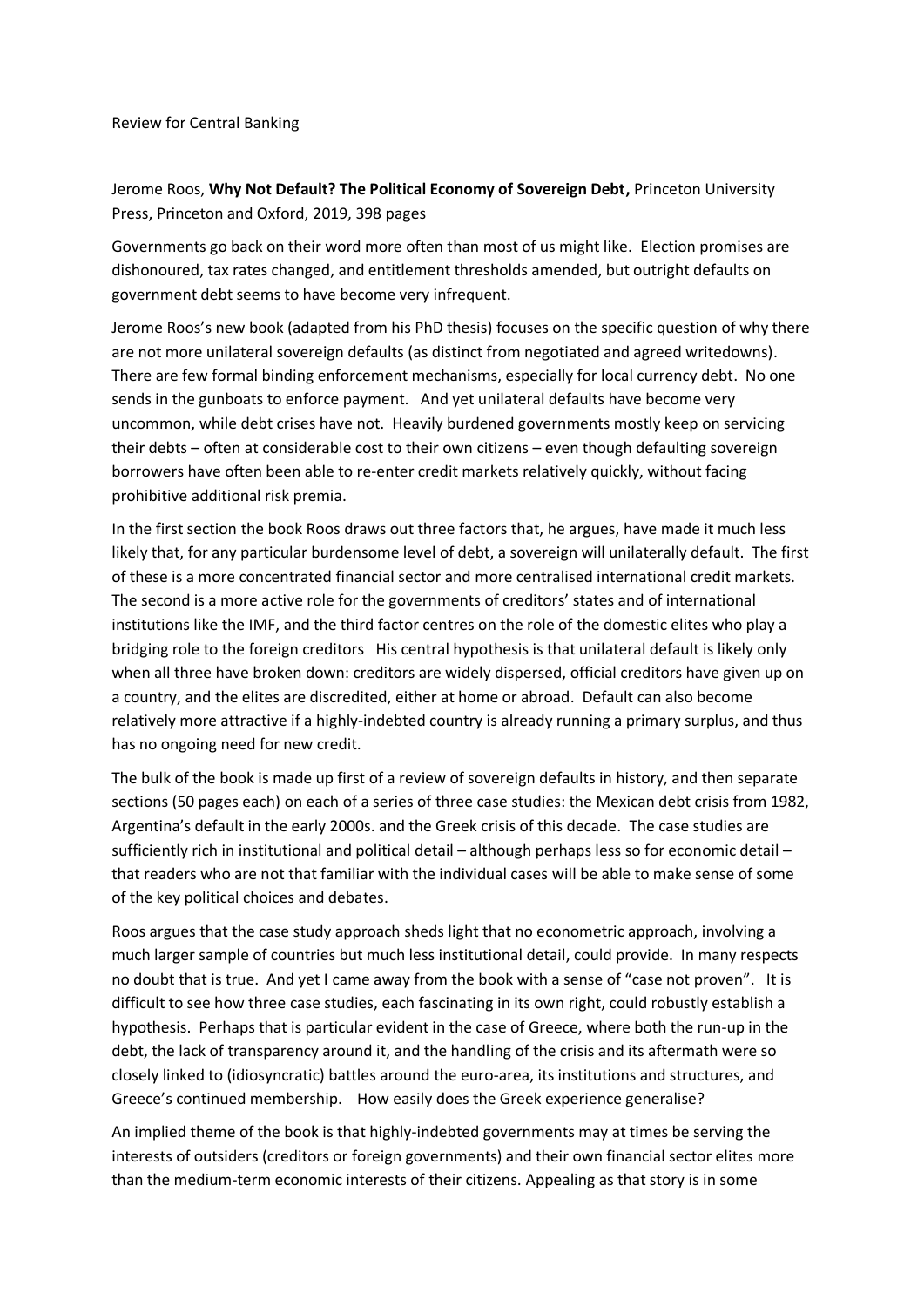Review for Central Banking

Jerome Roos, **Why Not Default? The Political Economy of Sovereign Debt,** Princeton University Press, Princeton and Oxford, 2019, 398 pages

Governments go back on their word more often than most of us might like. Election promises are dishonoured, tax rates changed, and entitlement thresholds amended, but outright defaults on government debt seems to have become very infrequent.

Jerome Roos's new book (adapted from his PhD thesis) focuses on the specific question of why there are not more unilateral sovereign defaults (as distinct from negotiated and agreed writedowns). There are few formal binding enforcement mechanisms, especially for local currency debt. No one sends in the gunboats to enforce payment. And yet unilateral defaults have become very uncommon, while debt crises have not. Heavily burdened governments mostly keep on servicing their debts – often at considerable cost to their own citizens – even though defaulting sovereign borrowers have often been able to re-enter credit markets relatively quickly, without facing prohibitive additional risk premia.

In the first section the book Roos draws out three factors that, he argues, have made it much less likely that, for any particular burdensome level of debt, a sovereign will unilaterally default. The first of these is a more concentrated financial sector and more centralised international credit markets. The second is a more active role for the governments of creditors' states and of international institutions like the IMF, and the third factor centres on the role of the domestic elites who play a bridging role to the foreign creditors His central hypothesis is that unilateral default is likely only when all three have broken down: creditors are widely dispersed, official creditors have given up on a country, and the elites are discredited, either at home or abroad. Default can also become relatively more attractive if a highly-indebted country is already running a primary surplus, and thus has no ongoing need for new credit.

The bulk of the book is made up first of a review of sovereign defaults in history, and then separate sections (50 pages each) on each of a series of three case studies: the Mexican debt crisis from 1982, Argentina's default in the early 2000s. and the Greek crisis of this decade. The case studies are sufficiently rich in institutional and political detail – although perhaps less so for economic detail – that readers who are not that familiar with the individual cases will be able to make sense of some of the key political choices and debates.

Roos argues that the case study approach sheds light that no econometric approach, involving a much larger sample of countries but much less institutional detail, could provide. In many respects no doubt that is true. And yet I came away from the book with a sense of "case not proven". It is difficult to see how three case studies, each fascinating in its own right, could robustly establish a hypothesis. Perhaps that is particular evident in the case of Greece, where both the run-up in the debt, the lack of transparency around it, and the handling of the crisis and its aftermath were so closely linked to (idiosyncratic) battles around the euro-area, its institutions and structures, and Greece's continued membership. How easily does the Greek experience generalise?

An implied theme of the book is that highly-indebted governments may at times be serving the interests of outsiders (creditors or foreign governments) and their own financial sector elites more than the medium-term economic interests of their citizens. Appealing as that story is in some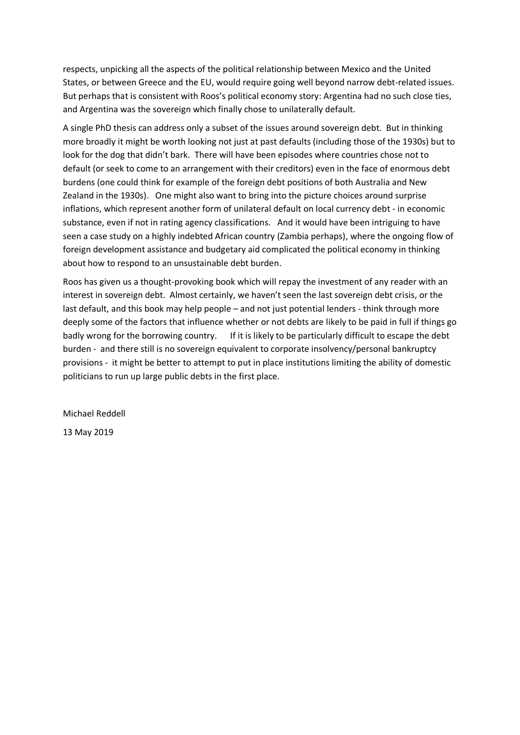respects, unpicking all the aspects of the political relationship between Mexico and the United States, or between Greece and the EU, would require going well beyond narrow debt-related issues. But perhaps that is consistent with Roos's political economy story: Argentina had no such close ties, and Argentina was the sovereign which finally chose to unilaterally default.

A single PhD thesis can address only a subset of the issues around sovereign debt. But in thinking more broadly it might be worth looking not just at past defaults (including those of the 1930s) but to look for the dog that didn't bark. There will have been episodes where countries chose not to default (or seek to come to an arrangement with their creditors) even in the face of enormous debt burdens (one could think for example of the foreign debt positions of both Australia and New Zealand in the 1930s). One might also want to bring into the picture choices around surprise inflations, which represent another form of unilateral default on local currency debt - in economic substance, even if not in rating agency classifications. And it would have been intriguing to have seen a case study on a highly indebted African country (Zambia perhaps), where the ongoing flow of foreign development assistance and budgetary aid complicated the political economy in thinking about how to respond to an unsustainable debt burden.

Roos has given us a thought-provoking book which will repay the investment of any reader with an interest in sovereign debt. Almost certainly, we haven't seen the last sovereign debt crisis, or the last default, and this book may help people – and not just potential lenders - think through more deeply some of the factors that influence whether or not debts are likely to be paid in full if things go badly wrong for the borrowing country. If it is likely to be particularly difficult to escape the debt burden - and there still is no sovereign equivalent to corporate insolvency/personal bankruptcy provisions - it might be better to attempt to put in place institutions limiting the ability of domestic politicians to run up large public debts in the first place.

Michael Reddell

13 May 2019